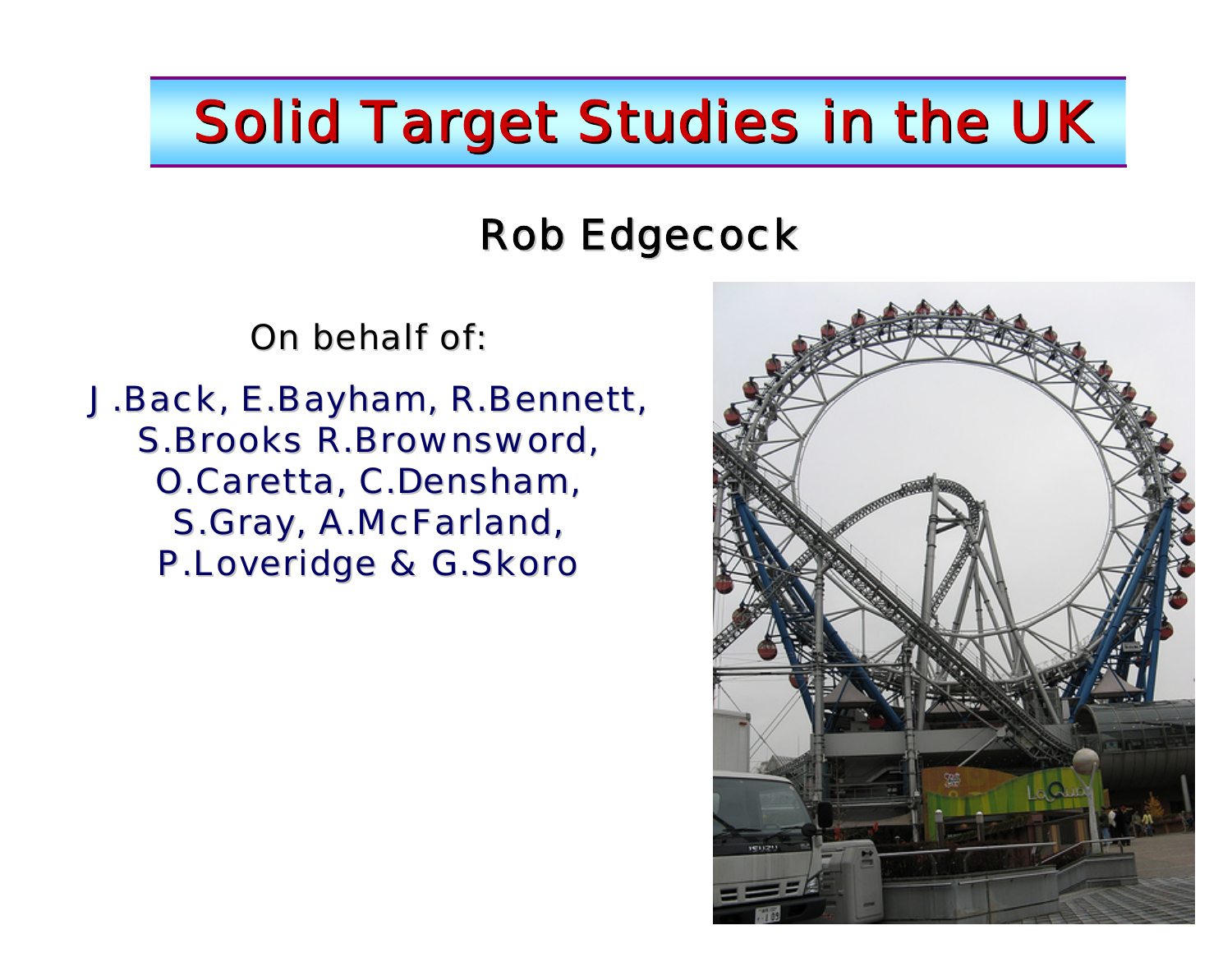# Solid Target Studies in the UK

Rob Edgecock

On behalf of:

J.Back, E.Bayham, R.Bennett, S.Brooks R.Brownsword, O.Caretta, C.Densham, S.Gray, A.McFarland, P.Loveridge & G.Skoro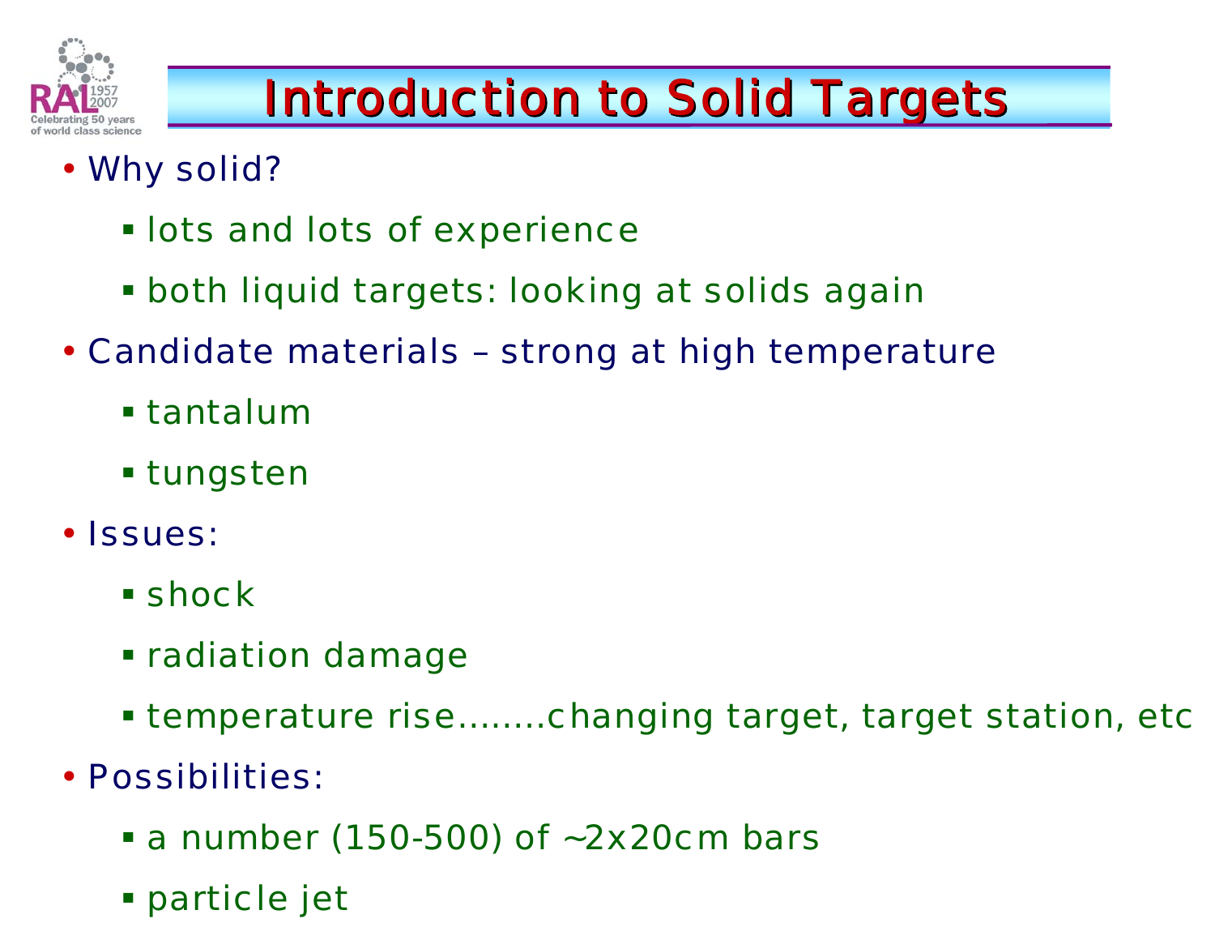# Introduction to Solid Targets

- Why solid?
  - lots and lots of experience
  - both liquid targets: looking at solids again
- Candidate materials – strong at high temperature
  - tantalum
  - tungsten
- Issues:
  - shock
  - radiation damage
  - temperature rise........changing target, target station, etc
- Possibilities:
  - a number (150-500) of ~2x20cm bars
  - particle jet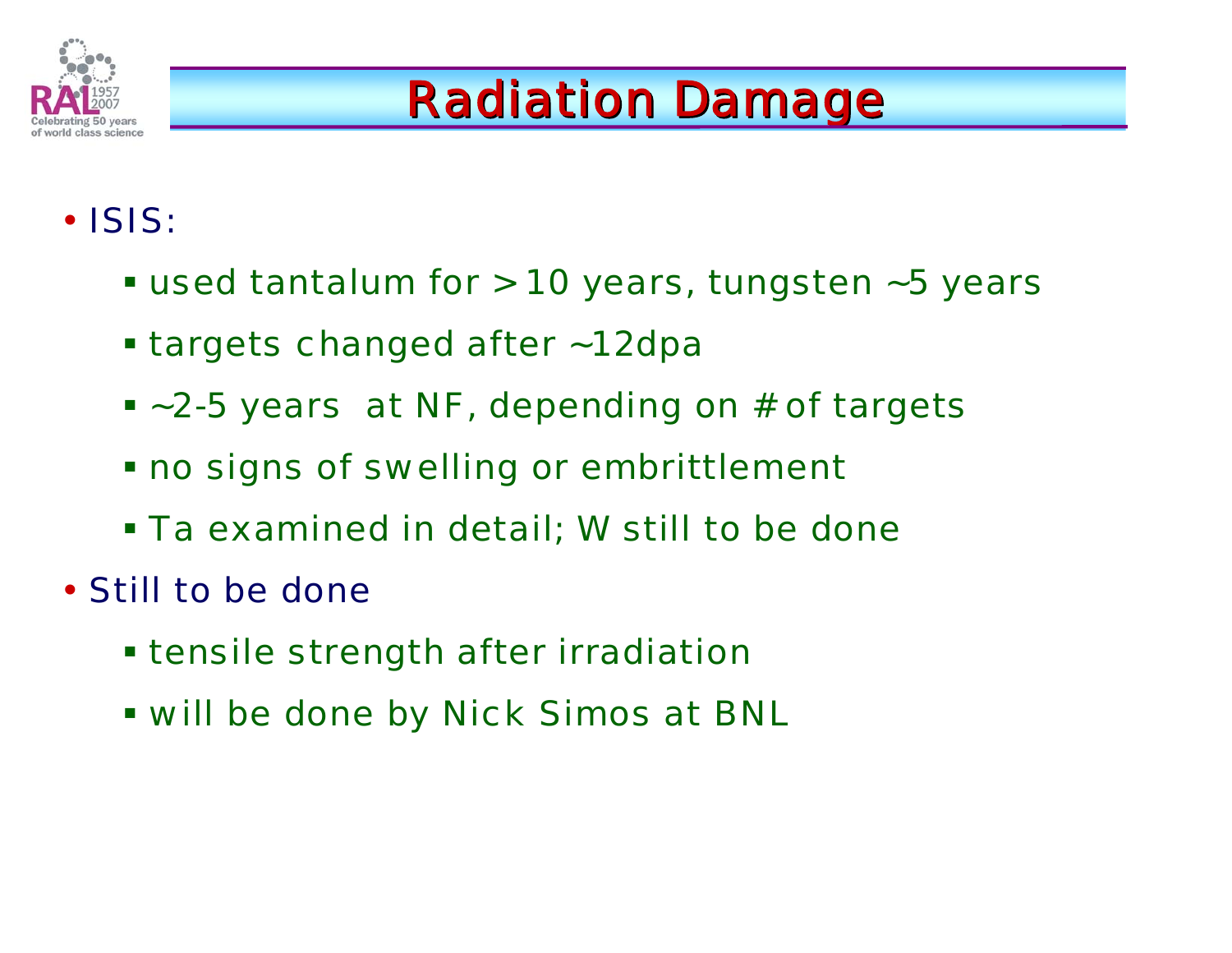# Radiation Damage

- ISIS:
  - used tantalum for >10 years, tungsten ~5 years
  - targets changed after ~12dpa
  - ~2-5 years at NF, depending on # of targets
  - no signs of swelling or embrittlement
  - Ta examined in detail; W still to be done
- Still to be done
  - tensile strength after irradiation
  - will be done by Nick Simos at BNL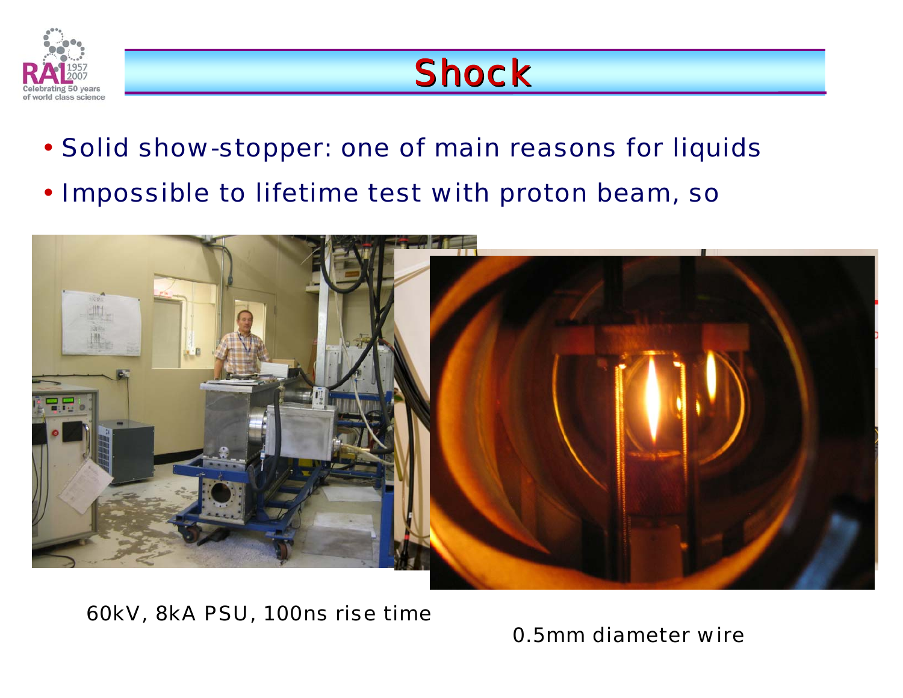# Shock

- Solid show-stopper: one of main reasons for liquids
- Impossible to lifetime test with proton beam, so

60kV, 8kA PSU, 100ns rise time

0.5mm diameter wire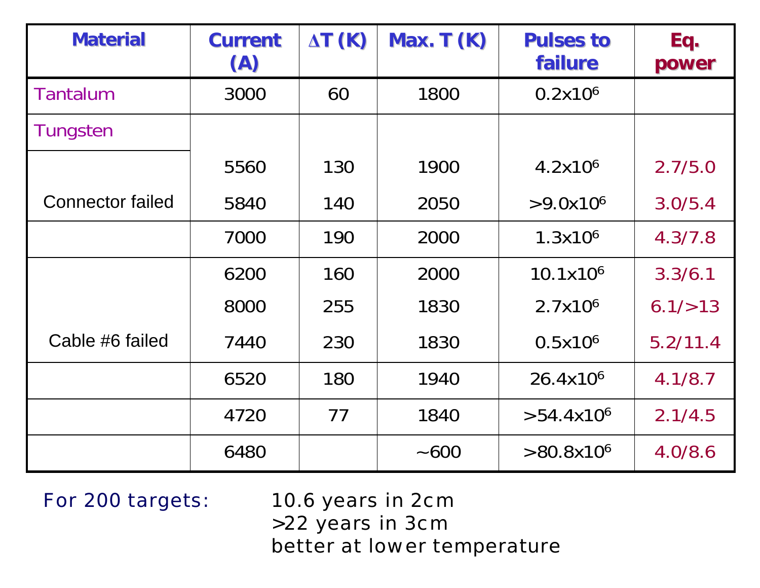| Material | Current (A) | ΔT (K) | Max. T (K) | Pulses to failure | Eq. power |
|---|---|---|---|---|---|
| Tantalum | 3000 | 60 | 1800 | $0.2 \times 10^6$ | |
| Tungsten | | | | | |
| | 5560 | 130 | 1900 | $4.2 \times 10^6$ | 2.7/5.0 |
| Connector failed | 5840 | 140 | 2050 | $>9.0 \times 10^6$ | 3.0/5.4 |
| | 7000 | 190 | 2000 | $1.3 \times 10^6$ | 4.3/7.8 |
| | 6200 | 160 | 2000 | $10.1 \times 10^6$ | 3.3/6.1 |
| | 8000 | 255 | 1830 | $2.7 \times 10^6$ | 6.1/>13 |
| Cable #6 failed | 7440 | 230 | 1830 | $0.5 \times 10^6$ | 5.2/11.4 |
| | 6520 | 180 | 1940 | $26.4 \times 10^6$ | 4.1/8.7 |
| | 4720 | 77 | 1840 | $>54.4 \times 10^6$ | 2.1/4.5 |
| | 6480 | | ~600 | $>80.8 \times 10^6$ | 4.0/8.6 |

For 200 targets:

10.6 years in 2cm
>22 years in 3cm
better at lower temperature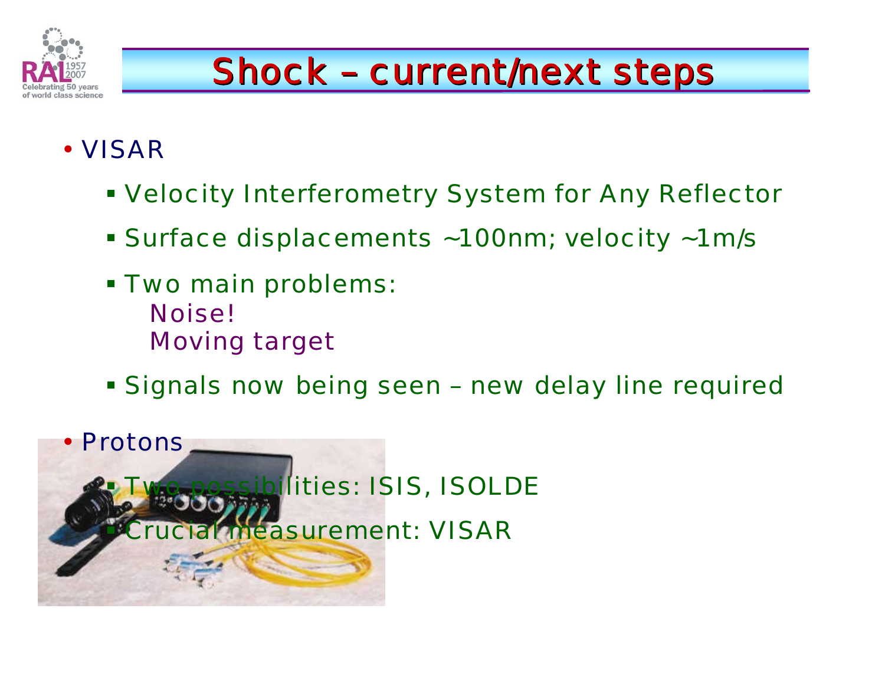# Shock – current/next steps

- VISAR
  - Velocity Interferometry System for Any Reflector
  - Surface displacements ~100nm; velocity ~1m/s
  - Two main problems:
    Noise!
    Moving target
  - Signals now being seen – new delay line required
- Protons
  - Two possibilities: ISIS, ISOLDE
  - Crucial measurement: VISAR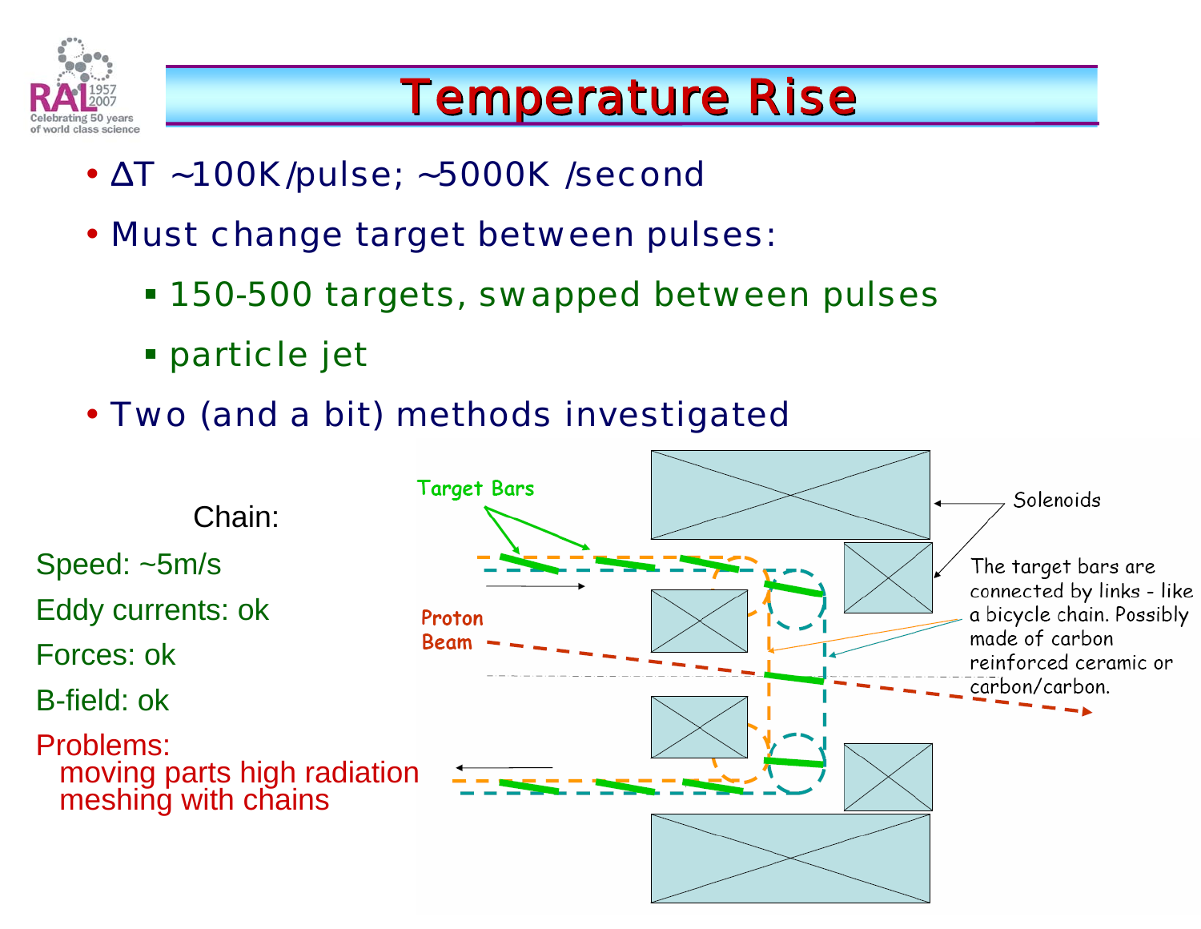# Temperature Rise

- ΔT ~100K/pulse; ~5000K /second
- Must change target between pulses:
  - 150-500 targets, swapped between pulses
  - particle jet
- Two (and a bit) methods investigated

Chain:

Speed: ~5m/s

Eddy currents: ok

Forces: ok

B-field: ok

Problems:
- moving parts high radiation
- meshing with chains

Target Bars

Proton Beam

Solenoids

The target bars are connected by links - like a bicycle chain. Possibly made of carbon reinforced ceramic or carbon/carbon.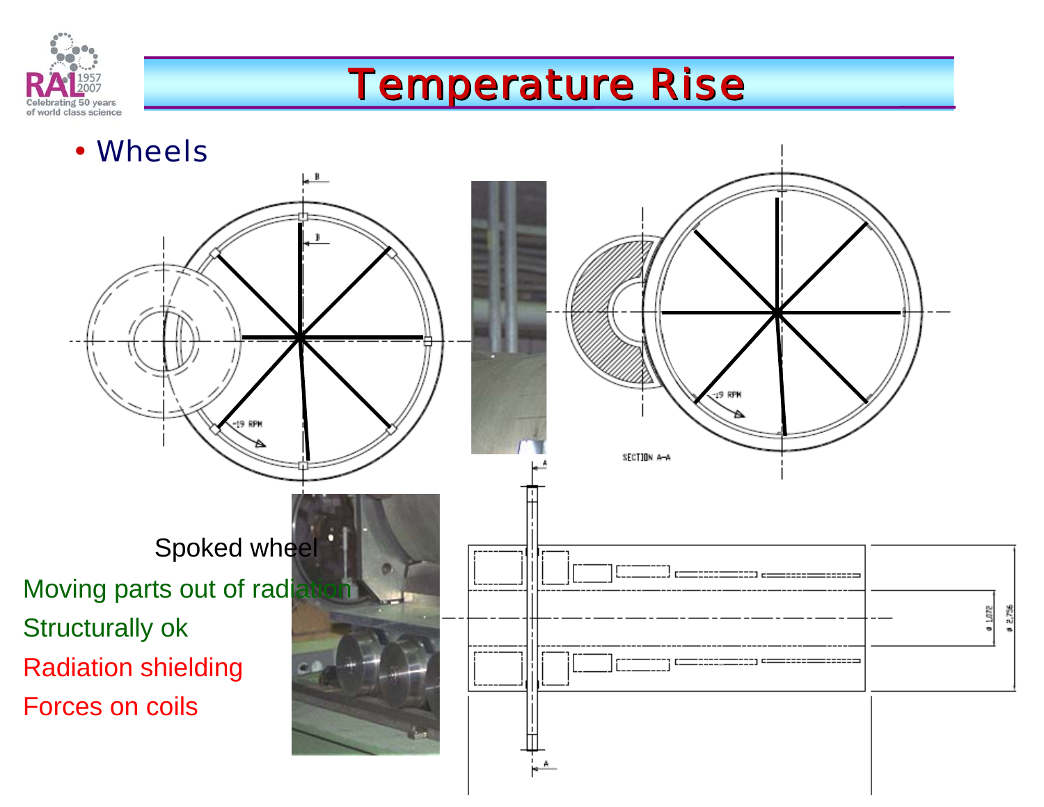# Temperature Rise

- Wheels

Spoked wheel

Moving parts out of radiation

Structurally ok

Radiation shielding

Forces on coils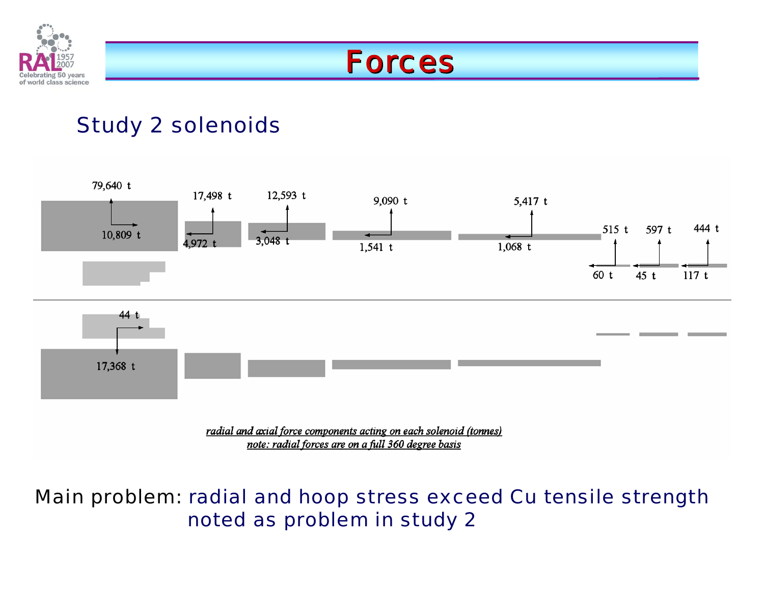# Forces

## Study 2 solenoids

79,640 t

10,809 t

17,498 t

4,972 t

12,593 t

3,048 t

9,090 t

1,541 t

5,417 t

1,068 t

515 t

60 t

597 t

45 t

444 t

117 t

44 t

17,368 t

*radial and axial force components acting on each solenoid (tonnes)*

*note: radial forces are on a full 360 degree basis*

Main problem: radial and hoop stress exceed Cu tensile strength noted as problem in study 2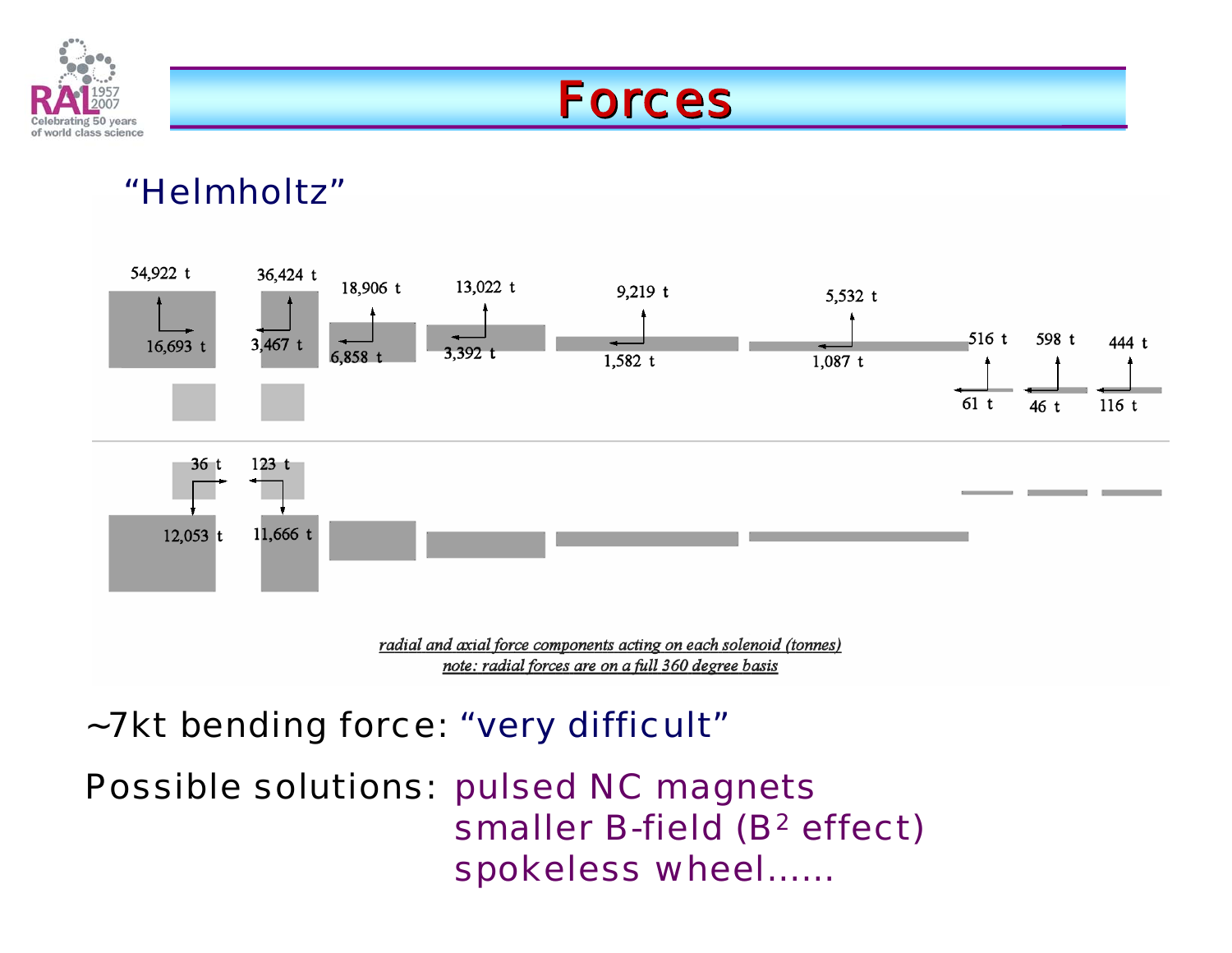# Forces

"Helmholtz"

54,922 t — 16,693 t
36,424 t — 3,467 t
18,906 t — 6,858 t
13,022 t — 3,392 t
9,219 t — 1,582 t
5,532 t — 1,087 t
516 t — 61 t
598 t — 46 t
444 t — 116 t

36 t — 12,053 t
123 t — 11,666 t

*radial and axial force components acting on each solenoid (tonnes)*
*note: radial forces are on a full 360 degree basis*

~7kt bending force: "very difficult"

Possible solutions: pulsed NC magnets
smaller B-field ($B^2$ effect)
spokeless wheel……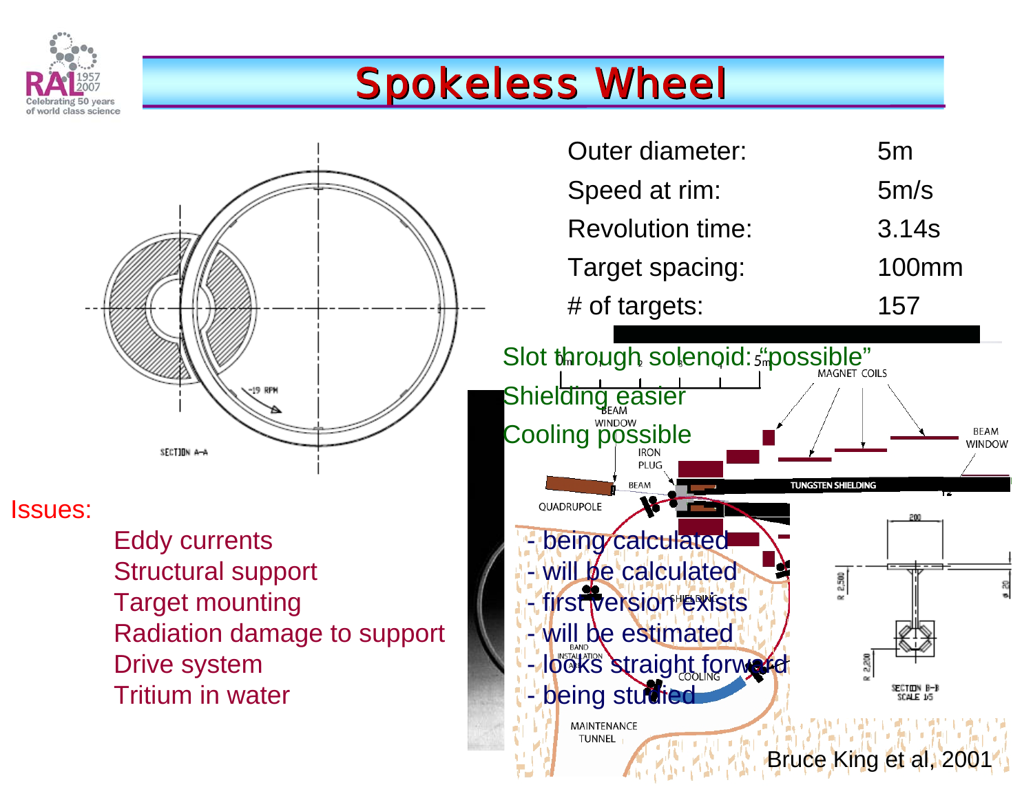# Spokeless Wheel

| | |
|---|---|
| Outer diameter: | 5m |
| Speed at rim: | 5m/s |
| Revolution time: | 3.14s |
| Target spacing: | 100mm |
| # of targets: | 157 |

Slot through solenoid: "possible"

Shielding easier

Cooling possible

Issues:

- Eddy currents - being calculated
- Structural support - will be calculated
- Target mounting - first version exists
- Radiation damage to support - will be estimated
- Drive system - looks straight forward
- Tritium in water - being studied

Bruce King et al, 2001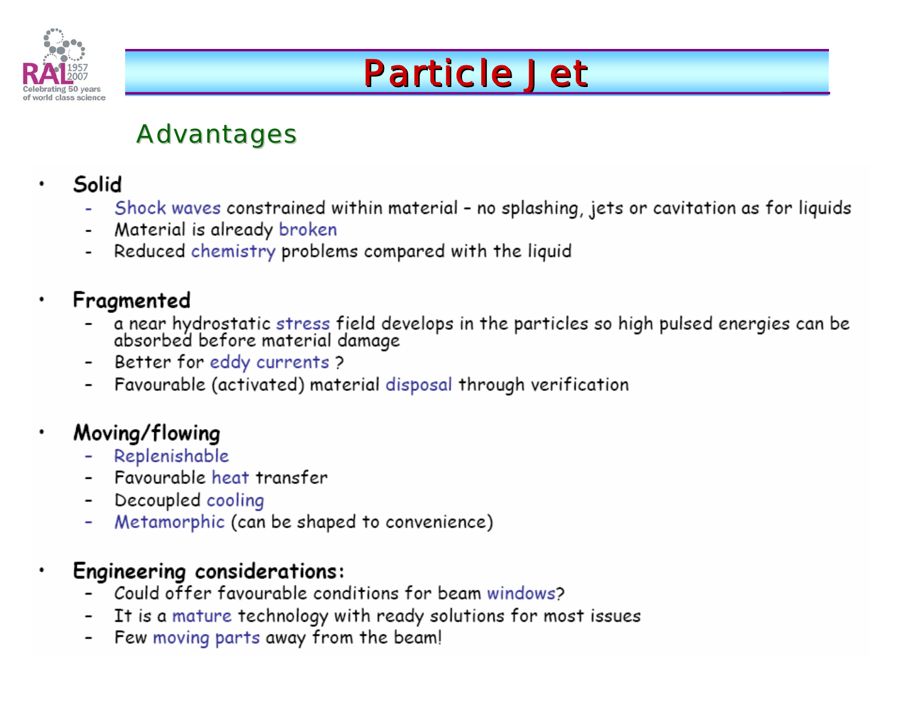# Particle Jet

## Advantages

- **Solid**
  - Shock waves constrained within material – no splashing, jets or cavitation as for liquids
  - Material is already broken
  - Reduced chemistry problems compared with the liquid
- **Fragmented**
  - a near hydrostatic stress field develops in the particles so high pulsed energies can be absorbed before material damage
  - Better for eddy currents ?
  - Favourable (activated) material disposal through verification
- **Moving/flowing**
  - Replenishable
  - Favourable heat transfer
  - Decoupled cooling
  - Metamorphic (can be shaped to convenience)
- **Engineering considerations:**
  - Could offer favourable conditions for beam windows?
  - It is a mature technology with ready solutions for most issues
  - Few moving parts away from the beam!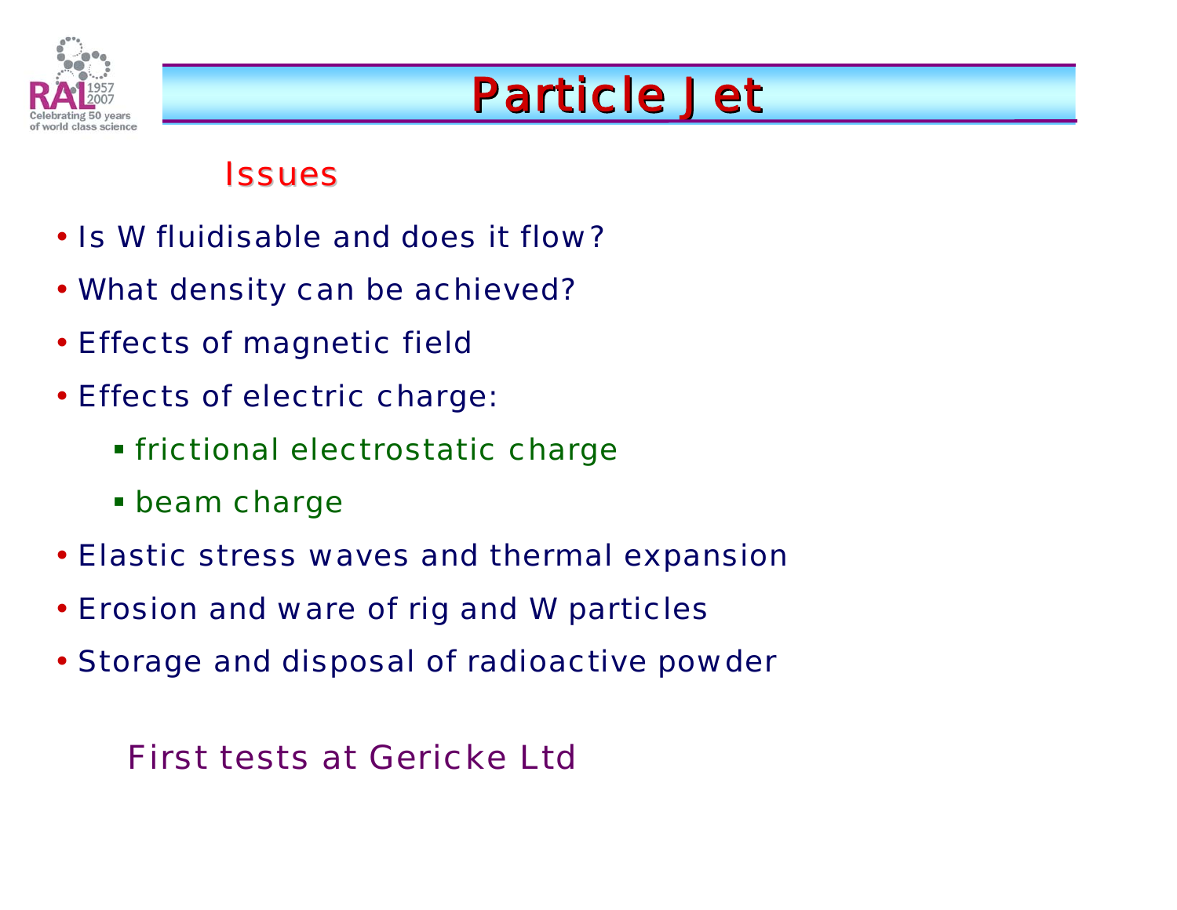# Particle Jet

## Issues

- Is W fluidisable and does it flow?
- What density can be achieved?
- Effects of magnetic field
- Effects of electric charge:
  - frictional electrostatic charge
  - beam charge
- Elastic stress waves and thermal expansion
- Erosion and ware of rig and W particles
- Storage and disposal of radioactive powder

First tests at Gericke Ltd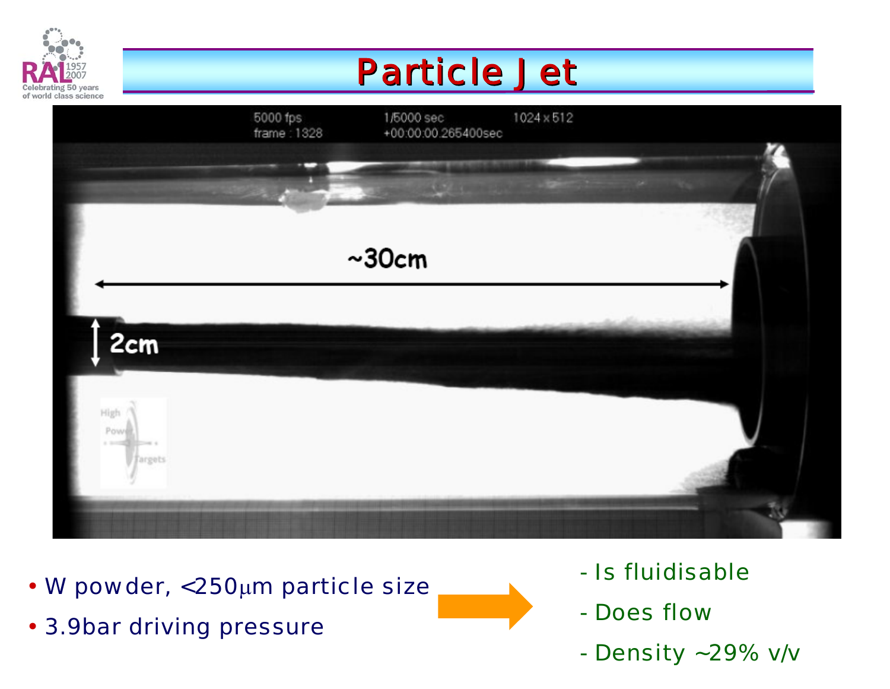# Particle Jet

- W powder, <250μm particle size
- 3.9bar driving pressure

- Is fluidisable
- Does flow
- Density ~29% v/v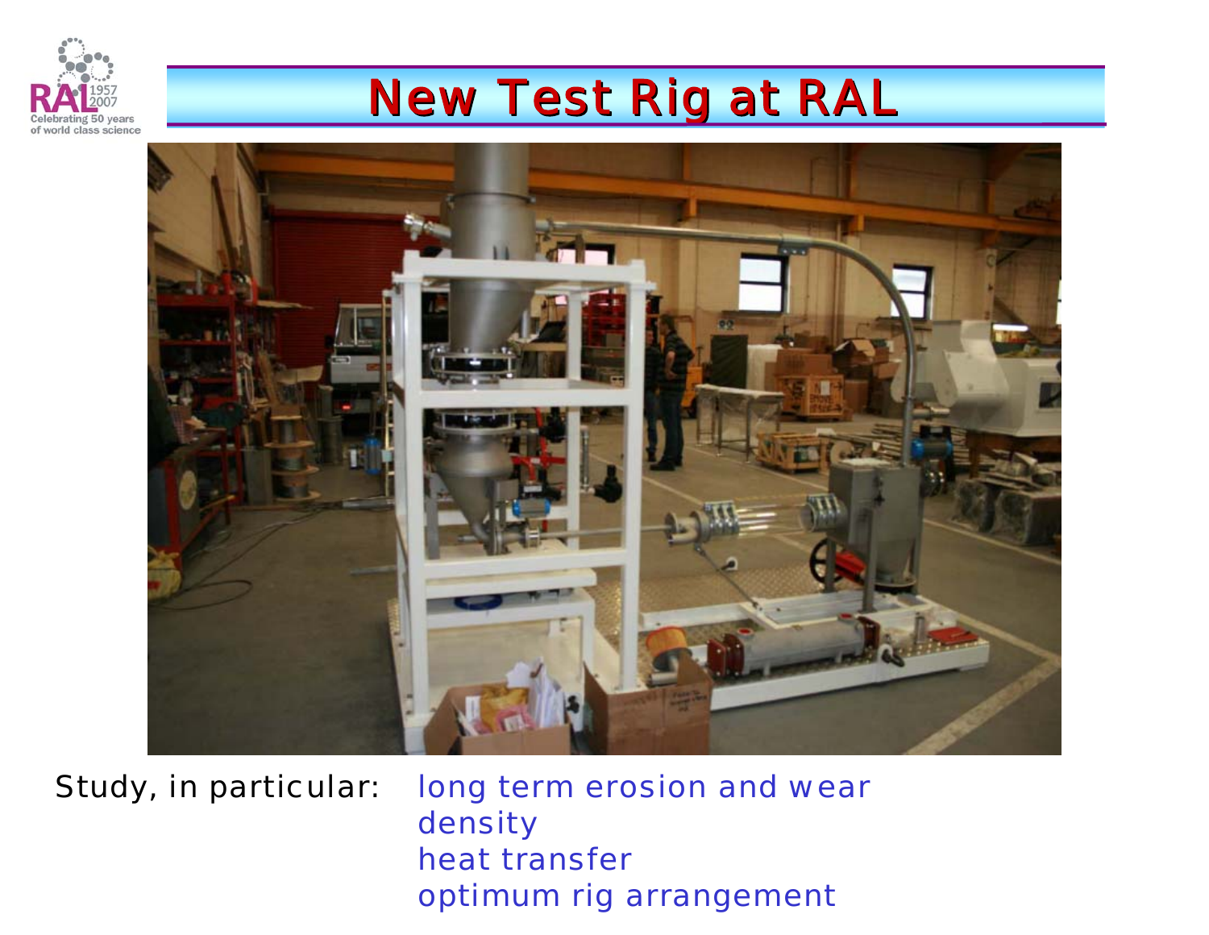# New Test Rig at RAL

Study, in particular:

- long term erosion and wear
- density
- heat transfer
- optimum rig arrangement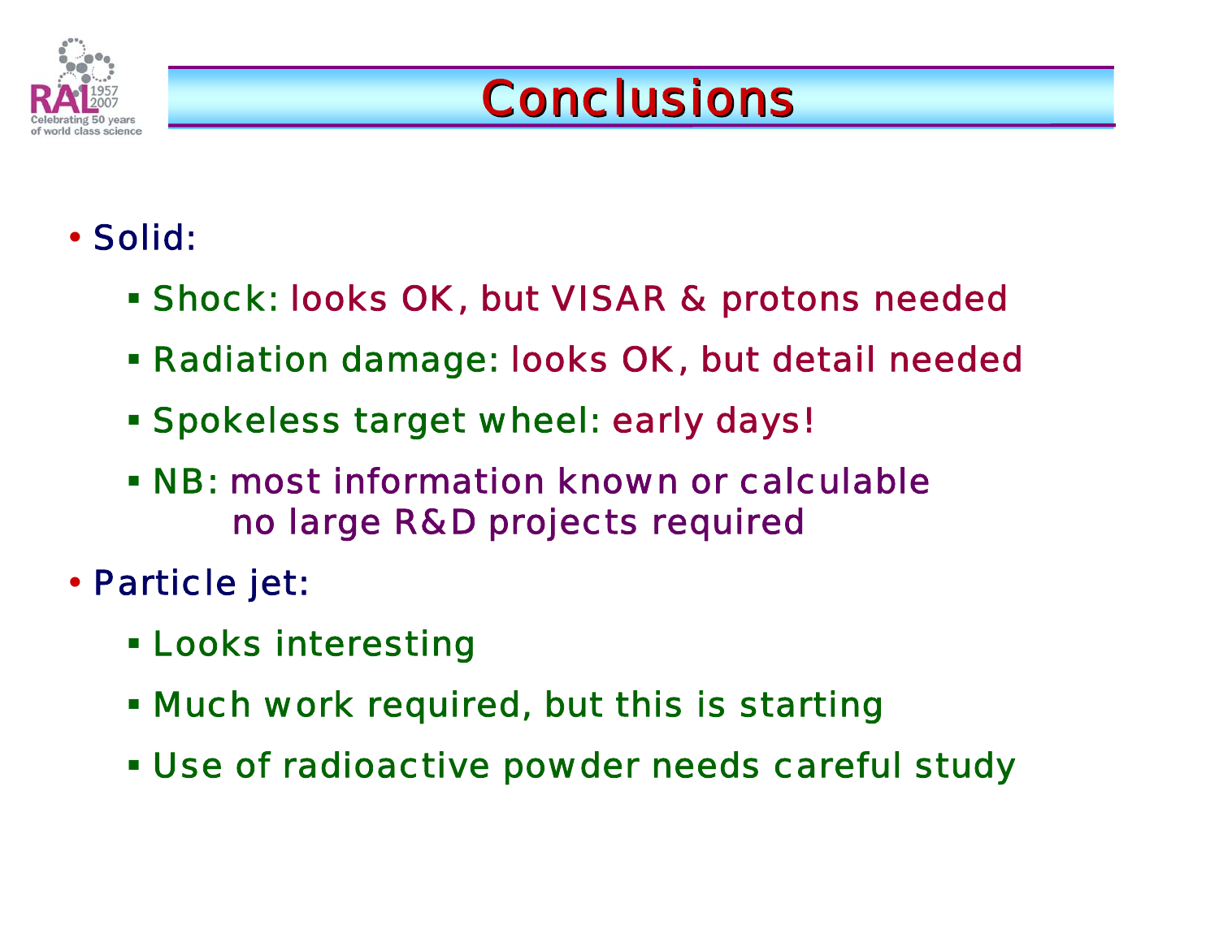# Conclusions

- Solid:
  - Shock: looks OK, but VISAR & protons needed
  - Radiation damage: looks OK, but detail needed
  - Spokeless target wheel: early days!
  - NB: most information known or calculable
    no large R&D projects required
- Particle jet:
  - Looks interesting
  - Much work required, but this is starting
  - Use of radioactive powder needs careful study